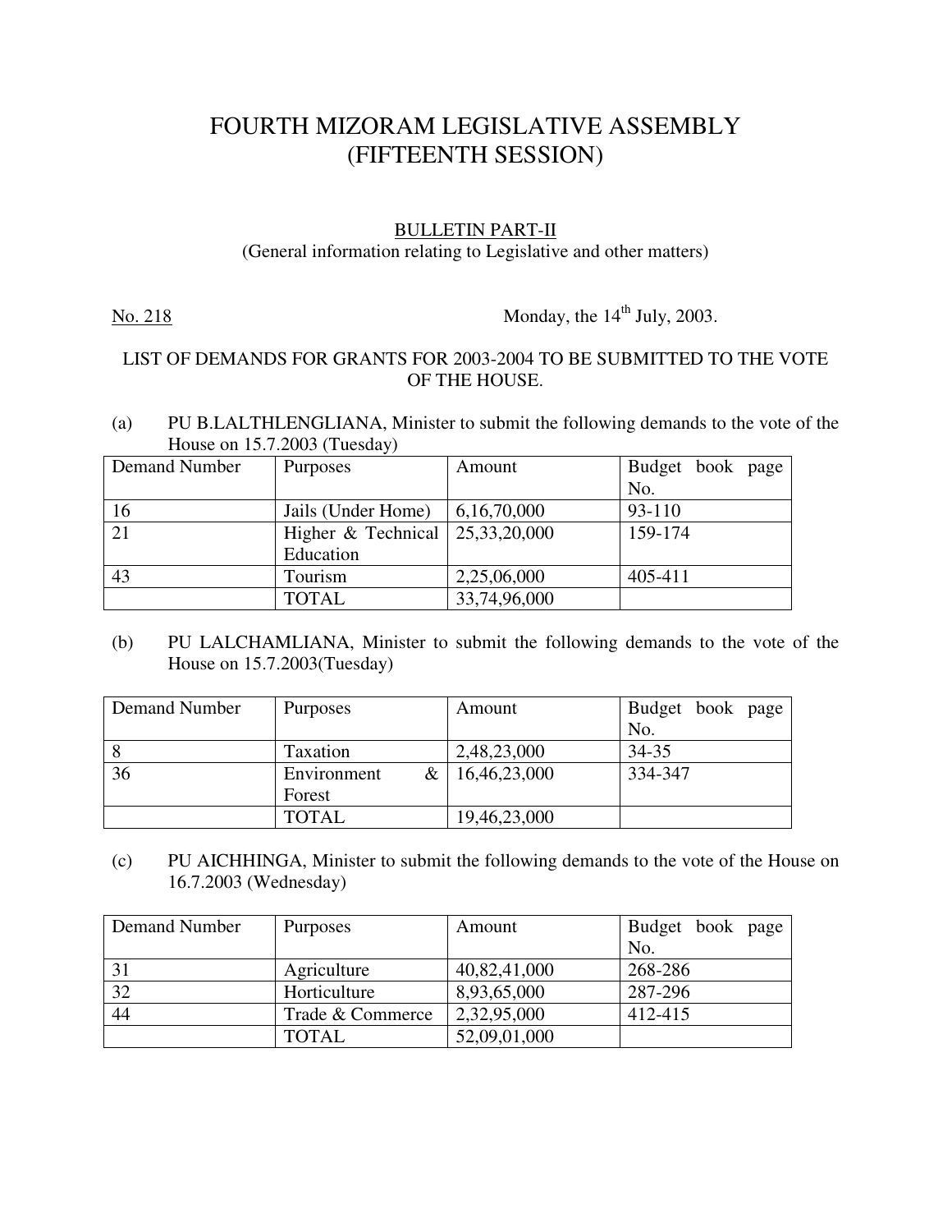# FOURTH MIZORAM LEGISLATIVE ASSEMBLY
# (FIFTEENTH SESSION)

## BULLETIN PART-II

(General information relating to Legislative and other matters)

No. 218 Monday, the 14th July, 2003.

LIST OF DEMANDS FOR GRANTS FOR 2003-2004 TO BE SUBMITTED TO THE VOTE OF THE HOUSE.

(a) PU B.LALTHLENGLIANA, Minister to submit the following demands to the vote of the House on 15.7.2003 (Tuesday)

| Demand Number | Purposes | Amount | Budget book page No. |
|---|---|---|---|
| 16 | Jails (Under Home) | 6,16,70,000 | 93-110 |
| 21 | Higher & Technical Education | 25,33,20,000 | 159-174 |
| 43 | Tourism | 2,25,06,000 | 405-411 |
| | TOTAL | 33,74,96,000 | |

(b) PU LALCHAMLIANA, Minister to submit the following demands to the vote of the House on 15.7.2003(Tuesday)

| Demand Number | Purposes | Amount | Budget book page No. |
|---|---|---|---|
| 8 | Taxation | 2,48,23,000 | 34-35 |
| 36 | Environment & Forest | 16,46,23,000 | 334-347 |
| | TOTAL | 19,46,23,000 | |

(c) PU AICHHINGA, Minister to submit the following demands to the vote of the House on 16.7.2003 (Wednesday)

| Demand Number | Purposes | Amount | Budget book page No. |
|---|---|---|---|
| 31 | Agriculture | 40,82,41,000 | 268-286 |
| 32 | Horticulture | 8,93,65,000 | 287-296 |
| 44 | Trade & Commerce | 2,32,95,000 | 412-415 |
| | TOTAL | 52,09,01,000 | |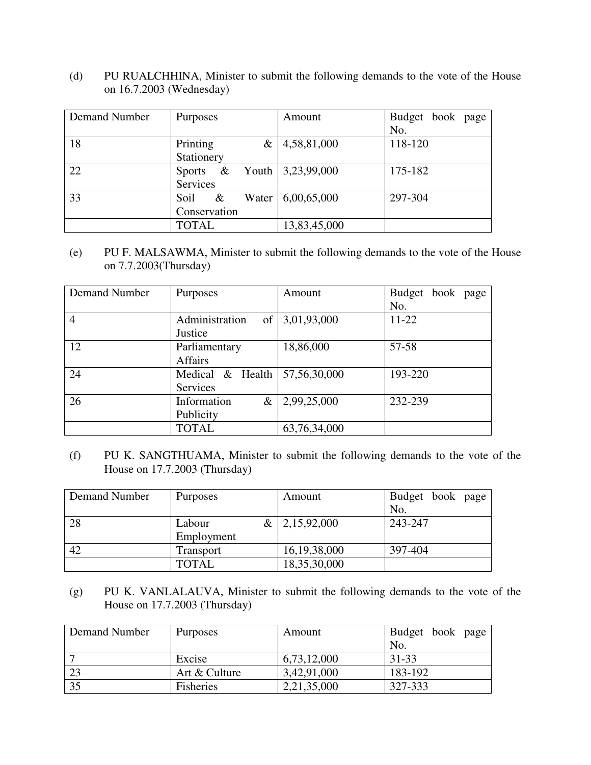(d) PU RUALCHHINA, Minister to submit the following demands to the vote of the House on 16.7.2003 (Wednesday)

| Demand Number | Purposes | Amount | Budget book page No. |
|---|---|---|---|
| 18 | Printing & Stationery | 4,58,81,000 | 118-120 |
| 22 | Sports & Youth Services | 3,23,99,000 | 175-182 |
| 33 | Soil & Water Conservation | 6,00,65,000 | 297-304 |
| | TOTAL | 13,83,45,000 | |

(e) PU F. MALSAWMA, Minister to submit the following demands to the vote of the House on 7.7.2003(Thursday)

| Demand Number | Purposes | Amount | Budget book page No. |
|---|---|---|---|
| 4 | Administration of Justice | 3,01,93,000 | 11-22 |
| 12 | Parliamentary Affairs | 18,86,000 | 57-58 |
| 24 | Medical & Health Services | 57,56,30,000 | 193-220 |
| 26 | Information & Publicity | 2,99,25,000 | 232-239 |
| | TOTAL | 63,76,34,000 | |

(f) PU K. SANGTHUAMA, Minister to submit the following demands to the vote of the House on 17.7.2003 (Thursday)

| Demand Number | Purposes | Amount | Budget book page No. |
|---|---|---|---|
| 28 | Labour & Employment | 2,15,92,000 | 243-247 |
| 42 | Transport | 16,19,38,000 | 397-404 |
| | TOTAL | 18,35,30,000 | |

(g) PU K. VANLALAUVA, Minister to submit the following demands to the vote of the House on 17.7.2003 (Thursday)

| Demand Number | Purposes | Amount | Budget book page No. |
|---|---|---|---|
| 7 | Excise | 6,73,12,000 | 31-33 |
| 23 | Art & Culture | 3,42,91,000 | 183-192 |
| 35 | Fisheries | 2,21,35,000 | 327-333 |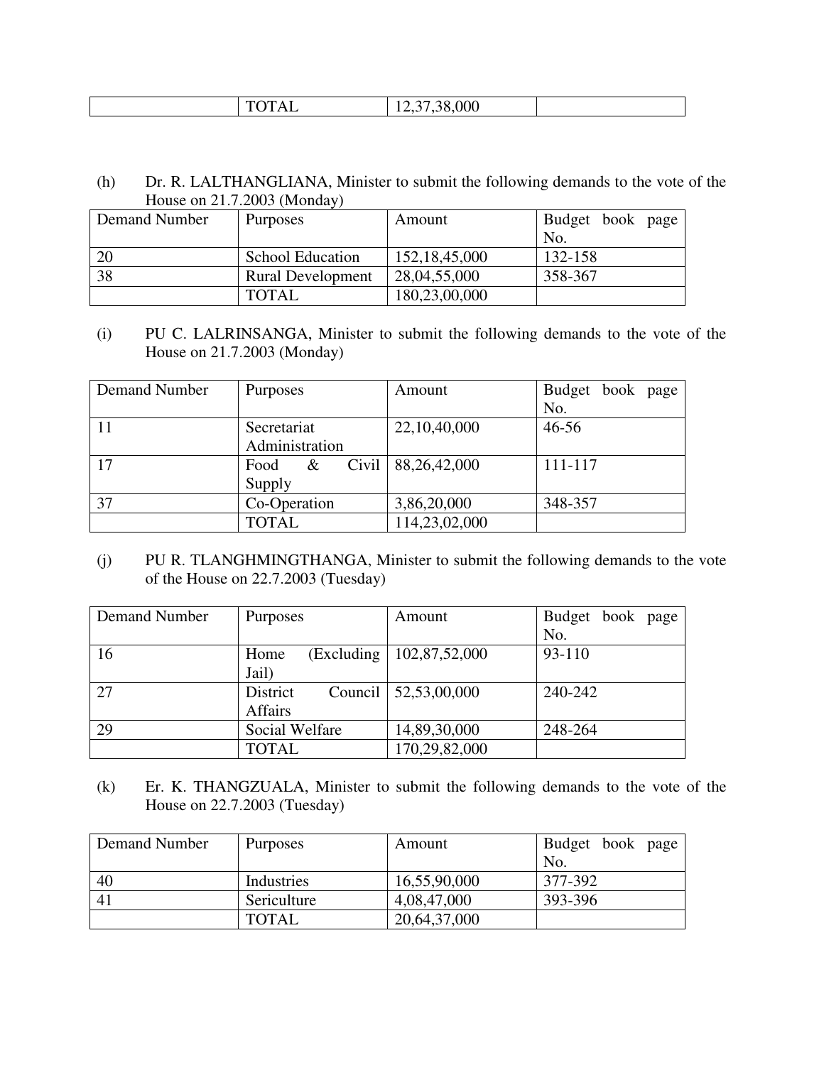| | TOTAL | 12,37,38,000 | |
|---|---|---|---|

(h) Dr. R. LALTHANGLIANA, Minister to submit the following demands to the vote of the House on 21.7.2003 (Monday)

| Demand Number | Purposes | Amount | Budget book page No. |
|---|---|---|---|
| 20 | School Education | 152,18,45,000 | 132-158 |
| 38 | Rural Development | 28,04,55,000 | 358-367 |
| | TOTAL | 180,23,00,000 | |

(i) PU C. LALRINSANGA, Minister to submit the following demands to the vote of the House on 21.7.2003 (Monday)

| Demand Number | Purposes | Amount | Budget book page No. |
|---|---|---|---|
| 11 | Secretariat Administration | 22,10,40,000 | 46-56 |
| 17 | Food & Civil Supply | 88,26,42,000 | 111-117 |
| 37 | Co-Operation | 3,86,20,000 | 348-357 |
| | TOTAL | 114,23,02,000 | |

(j) PU R. TLANGHMINGTHANGA, Minister to submit the following demands to the vote of the House on 22.7.2003 (Tuesday)

| Demand Number | Purposes | Amount | Budget book page No. |
|---|---|---|---|
| 16 | Home (Excluding Jail) | 102,87,52,000 | 93-110 |
| 27 | District Council Affairs | 52,53,00,000 | 240-242 |
| 29 | Social Welfare | 14,89,30,000 | 248-264 |
| | TOTAL | 170,29,82,000 | |

(k) Er. K. THANGZUALA, Minister to submit the following demands to the vote of the House on 22.7.2003 (Tuesday)

| Demand Number | Purposes | Amount | Budget book page No. |
|---|---|---|---|
| 40 | Industries | 16,55,90,000 | 377-392 |
| 41 | Sericulture | 4,08,47,000 | 393-396 |
| | TOTAL | 20,64,37,000 | |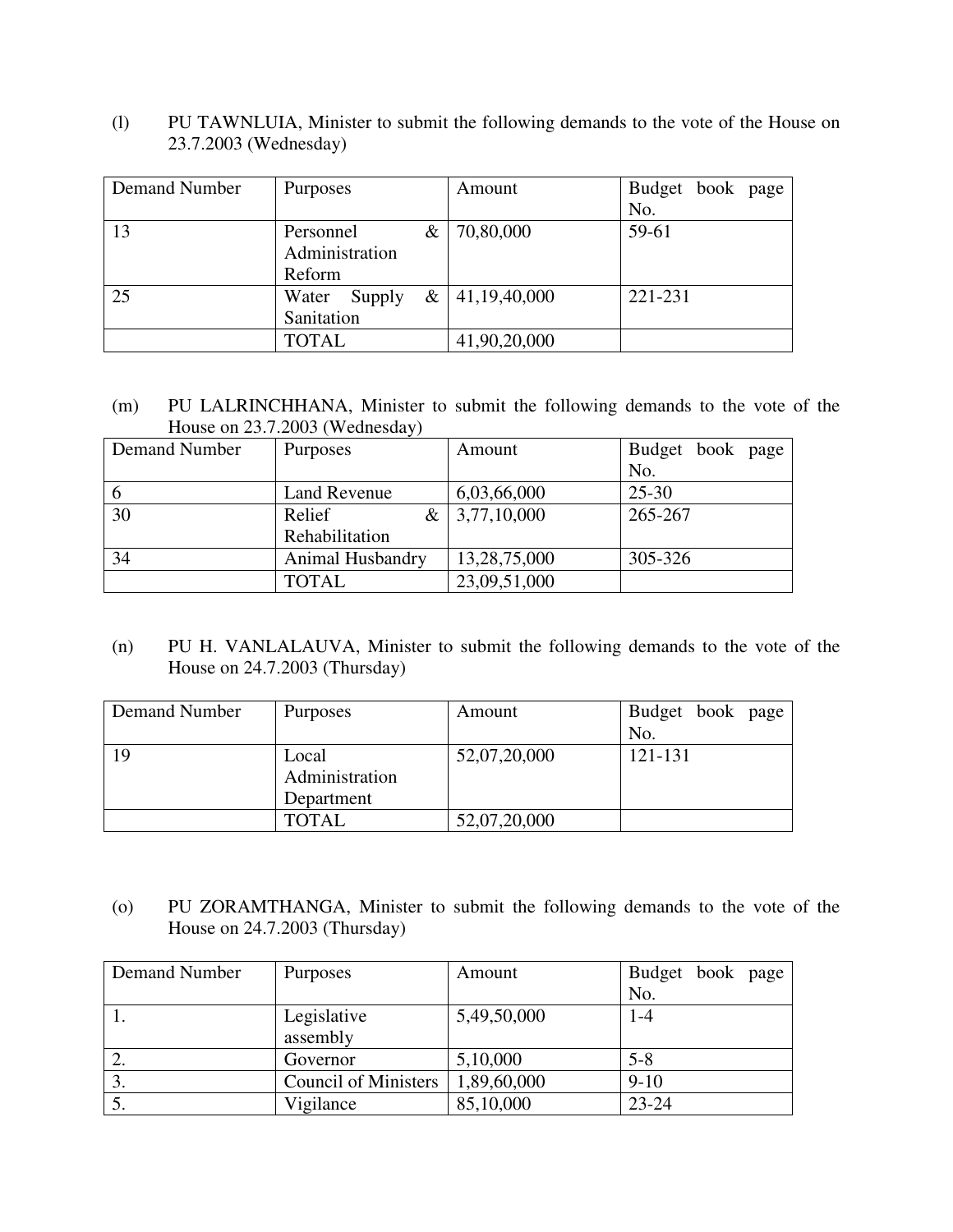(l) PU TAWNLUIA, Minister to submit the following demands to the vote of the House on 23.7.2003 (Wednesday)

| Demand Number | Purposes | Amount | Budget book page No. |
|---|---|---|---|
| 13 | Personnel & Administration Reform | 70,80,000 | 59-61 |
| 25 | Water Supply & Sanitation | 41,19,40,000 | 221-231 |
| | TOTAL | 41,90,20,000 | |

(m) PU LALRINCHHANA, Minister to submit the following demands to the vote of the House on 23.7.2003 (Wednesday)

| Demand Number | Purposes | Amount | Budget book page No. |
|---|---|---|---|
| 6 | Land Revenue | 6,03,66,000 | 25-30 |
| 30 | Relief & Rehabilitation | 3,77,10,000 | 265-267 |
| 34 | Animal Husbandry | 13,28,75,000 | 305-326 |
| | TOTAL | 23,09,51,000 | |

(n) PU H. VANLALAUVA, Minister to submit the following demands to the vote of the House on 24.7.2003 (Thursday)

| Demand Number | Purposes | Amount | Budget book page No. |
|---|---|---|---|
| 19 | Local Administration Department | 52,07,20,000 | 121-131 |
| | TOTAL | 52,07,20,000 | |

(o) PU ZORAMTHANGA, Minister to submit the following demands to the vote of the House on 24.7.2003 (Thursday)

| Demand Number | Purposes | Amount | Budget book page No. |
|---|---|---|---|
| 1. | Legislative assembly | 5,49,50,000 | 1-4 |
| 2. | Governor | 5,10,000 | 5-8 |
| 3. | Council of Ministers | 1,89,60,000 | 9-10 |
| 5. | Vigilance | 85,10,000 | 23-24 |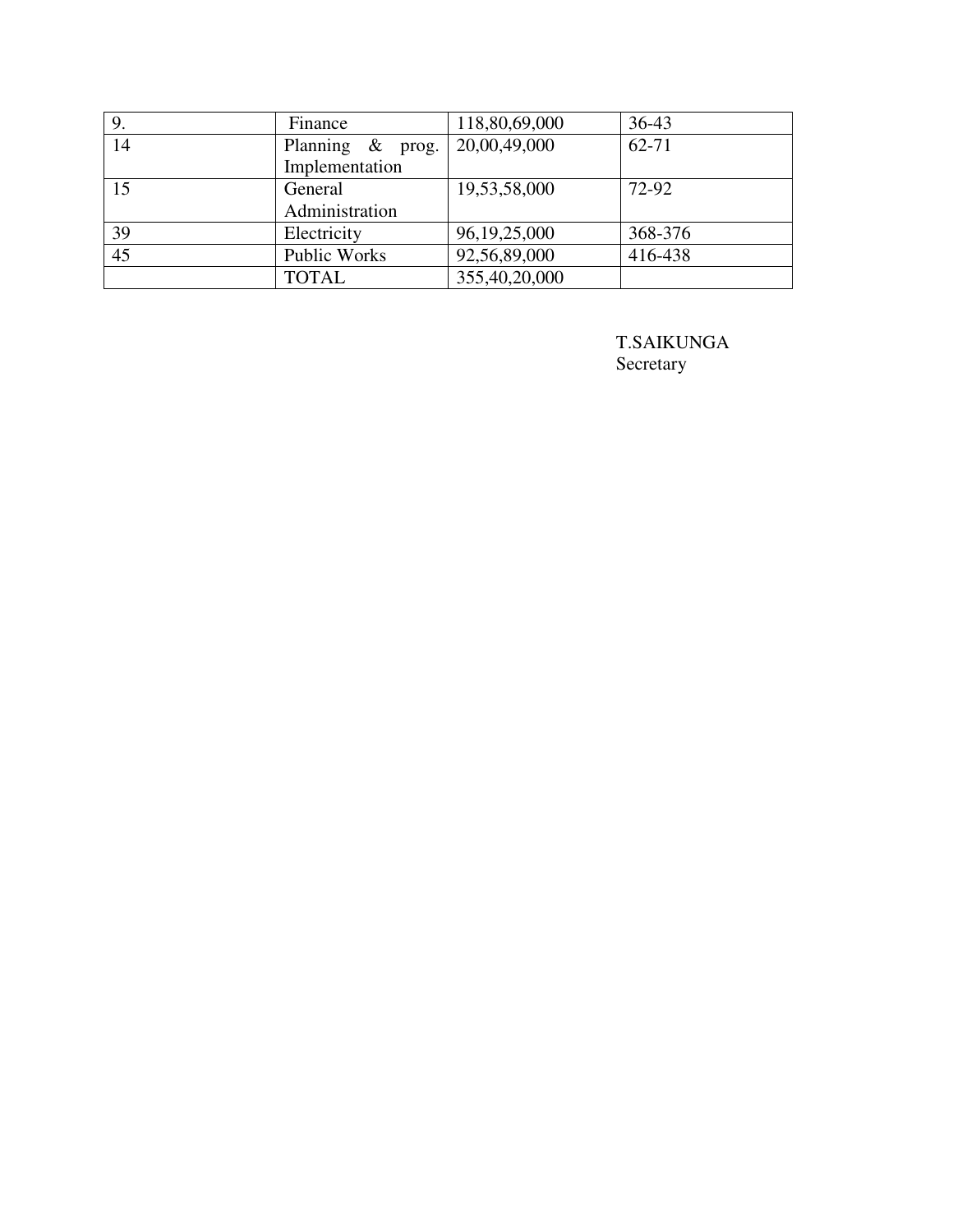| | | | |
|---|---|---|---|
| 9. | Finance | 118,80,69,000 | 36-43 |
| 14 | Planning & prog. Implementation | 20,00,49,000 | 62-71 |
| 15 | General Administration | 19,53,58,000 | 72-92 |
| 39 | Electricity | 96,19,25,000 | 368-376 |
| 45 | Public Works | 92,56,89,000 | 416-438 |
| | TOTAL | 355,40,20,000 | |

T.SAIKUNGA
Secretary